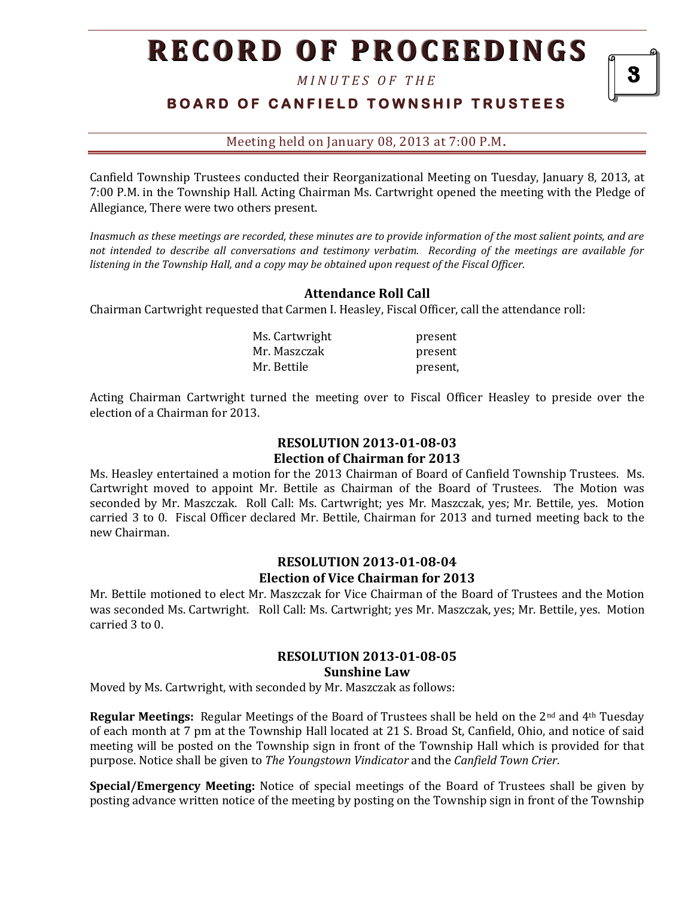# RECORD OF PROCEEDINGS

*MINUTES OF THE*

## BOARD OF CANFIELD TOWNSHIP TRUSTEES

Meeting held on January 08, 2013 at 7:00 P.M.

Canfield Township Trustees conducted their Reorganizational Meeting on Tuesday, January 8, 2013, at 7:00 P.M. in the Township Hall. Acting Chairman Ms. Cartwright opened the meeting with the Pledge of Allegiance, There were two others present.

*Inasmuch as these meetings are recorded, these minutes are to provide information of the most salient points, and are not intended to describe all conversations and testimony verbatim. Recording of the meetings are available for listening in the Township Hall, and a copy may be obtained upon request of the Fiscal Officer.*

### Attendance Roll Call

Chairman Cartwright requested that Carmen I. Heasley, Fiscal Officer, call the attendance roll:

| | |
|---|---|
| Ms. Cartwright | present |
| Mr. Maszczak | present |
| Mr. Bettile | present, |

Acting Chairman Cartwright turned the meeting over to Fiscal Officer Heasley to preside over the election of a Chairman for 2013.

### RESOLUTION 2013-01-08-03
### Election of Chairman for 2013

Ms. Heasley entertained a motion for the 2013 Chairman of Board of Canfield Township Trustees. Ms. Cartwright moved to appoint Mr. Bettile as Chairman of the Board of Trustees. The Motion was seconded by Mr. Maszczak. Roll Call: Ms. Cartwright; yes Mr. Maszczak, yes; Mr. Bettile, yes. Motion carried 3 to 0. Fiscal Officer declared Mr. Bettile, Chairman for 2013 and turned meeting back to the new Chairman.

### RESOLUTION 2013-01-08-04
### Election of Vice Chairman for 2013

Mr. Bettile motioned to elect Mr. Maszczak for Vice Chairman of the Board of Trustees and the Motion was seconded Ms. Cartwright. Roll Call: Ms. Cartwright; yes Mr. Maszczak, yes; Mr. Bettile, yes. Motion carried 3 to 0.

### RESOLUTION 2013-01-08-05
### Sunshine Law

Moved by Ms. Cartwright, with seconded by Mr. Maszczak as follows:

**Regular Meetings:** Regular Meetings of the Board of Trustees shall be held on the 2nd and 4th Tuesday of each month at 7 pm at the Township Hall located at 21 S. Broad St, Canfield, Ohio, and notice of said meeting will be posted on the Township sign in front of the Township Hall which is provided for that purpose. Notice shall be given to *The Youngstown Vindicator* and the *Canfield Town Crier*.

**Special/Emergency Meeting:** Notice of special meetings of the Board of Trustees shall be given by posting advance written notice of the meeting by posting on the Township sign in front of the Township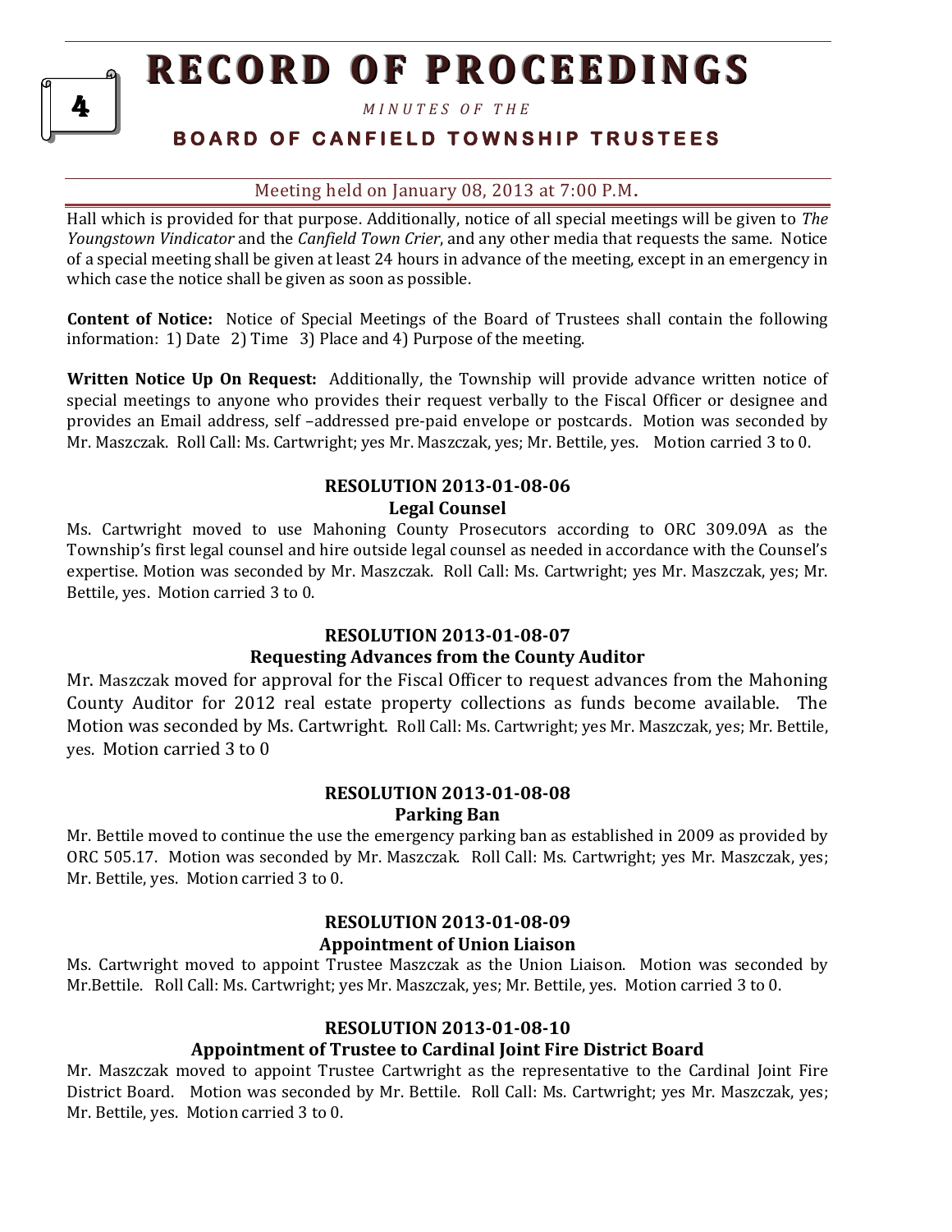Hall which is provided for that purpose. Additionally, notice of all special meetings will be given to *The Youngstown Vindicator* and the *Canfield Town Crier*, and any other media that requests the same. Notice of a special meeting shall be given at least 24 hours in advance of the meeting, except in an emergency in which case the notice shall be given as soon as possible.

**Content of Notice:** Notice of Special Meetings of the Board of Trustees shall contain the following information: 1) Date 2) Time 3) Place and 4) Purpose of the meeting.

**Written Notice Up On Request:** Additionally, the Township will provide advance written notice of special meetings to anyone who provides their request verbally to the Fiscal Officer or designee and provides an Email address, self –addressed pre-paid envelope or postcards. Motion was seconded by Mr. Maszczak. Roll Call: Ms. Cartwright; yes Mr. Maszczak, yes; Mr. Bettile, yes. Motion carried 3 to 0.

**RESOLUTION 2013-01-08-06**
**Legal Counsel**

Ms. Cartwright moved to use Mahoning County Prosecutors according to ORC 309.09A as the Township's first legal counsel and hire outside legal counsel as needed in accordance with the Counsel's expertise. Motion was seconded by Mr. Maszczak. Roll Call: Ms. Cartwright; yes Mr. Maszczak, yes; Mr. Bettile, yes. Motion carried 3 to 0.

**RESOLUTION 2013-01-08-07**
**Requesting Advances from the County Auditor**

Mr. Maszczak moved for approval for the Fiscal Officer to request advances from the Mahoning County Auditor for 2012 real estate property collections as funds become available. The Motion was seconded by Ms. Cartwright. Roll Call: Ms. Cartwright; yes Mr. Maszczak, yes; Mr. Bettile, yes. Motion carried 3 to 0

**RESOLUTION 2013-01-08-08**
**Parking Ban**

Mr. Bettile moved to continue the use the emergency parking ban as established in 2009 as provided by ORC 505.17. Motion was seconded by Mr. Maszczak. Roll Call: Ms. Cartwright; yes Mr. Maszczak, yes; Mr. Bettile, yes. Motion carried 3 to 0.

**RESOLUTION 2013-01-08-09**
**Appointment of Union Liaison**

Ms. Cartwright moved to appoint Trustee Maszczak as the Union Liaison. Motion was seconded by Mr.Bettile. Roll Call: Ms. Cartwright; yes Mr. Maszczak, yes; Mr. Bettile, yes. Motion carried 3 to 0.

**RESOLUTION 2013-01-08-10**
**Appointment of Trustee to Cardinal Joint Fire District Board**

Mr. Maszczak moved to appoint Trustee Cartwright as the representative to the Cardinal Joint Fire District Board. Motion was seconded by Mr. Bettile. Roll Call: Ms. Cartwright; yes Mr. Maszczak, yes; Mr. Bettile, yes. Motion carried 3 to 0.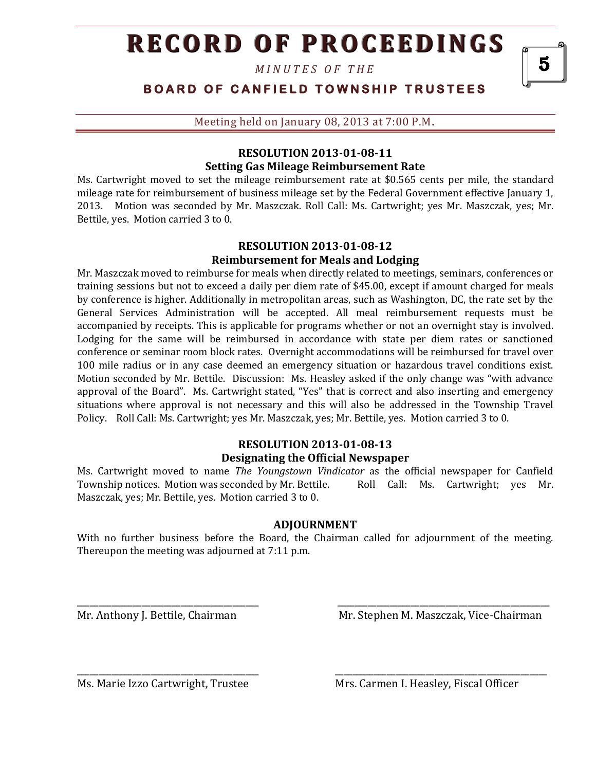**RESOLUTION 2013-01-08-11**
**Setting Gas Mileage Reimbursement Rate**

Ms. Cartwright moved to set the mileage reimbursement rate at $0.565 cents per mile, the standard mileage rate for reimbursement of business mileage set by the Federal Government effective January 1, 2013. Motion was seconded by Mr. Maszczak. Roll Call: Ms. Cartwright; yes Mr. Maszczak, yes; Mr. Bettile, yes. Motion carried 3 to 0.

**RESOLUTION 2013-01-08-12**
**Reimbursement for Meals and Lodging**

Mr. Maszczak moved to reimburse for meals when directly related to meetings, seminars, conferences or training sessions but not to exceed a daily per diem rate of $45.00, except if amount charged for meals by conference is higher. Additionally in metropolitan areas, such as Washington, DC, the rate set by the General Services Administration will be accepted. All meal reimbursement requests must be accompanied by receipts. This is applicable for programs whether or not an overnight stay is involved. Lodging for the same will be reimbursed in accordance with state per diem rates or sanctioned conference or seminar room block rates. Overnight accommodations will be reimbursed for travel over 100 mile radius or in any case deemed an emergency situation or hazardous travel conditions exist. Motion seconded by Mr. Bettile. Discussion: Ms. Heasley asked if the only change was "with advance approval of the Board". Ms. Cartwright stated, "Yes" that is correct and also inserting and emergency situations where approval is not necessary and this will also be addressed in the Township Travel Policy. Roll Call: Ms. Cartwright; yes Mr. Maszczak, yes; Mr. Bettile, yes. Motion carried 3 to 0.

**RESOLUTION 2013-01-08-13**
**Designating the Official Newspaper**

Ms. Cartwright moved to name *The Youngstown Vindicator* as the official newspaper for Canfield Township notices. Motion was seconded by Mr. Bettile. Roll Call: Ms. Cartwright; yes Mr. Maszczak, yes; Mr. Bettile, yes. Motion carried 3 to 0.

**ADJOURNMENT**

With no further business before the Board, the Chairman called for adjournment of the meeting. Thereupon the meeting was adjourned at 7:11 p.m.

_______________________________________
Mr. Anthony J. Bettile, Chairman

_______________________________________
Mr. Stephen M. Maszczak, Vice-Chairman

_______________________________________
Ms. Marie Izzo Cartwright, Trustee

_______________________________________
Mrs. Carmen I. Heasley, Fiscal Officer